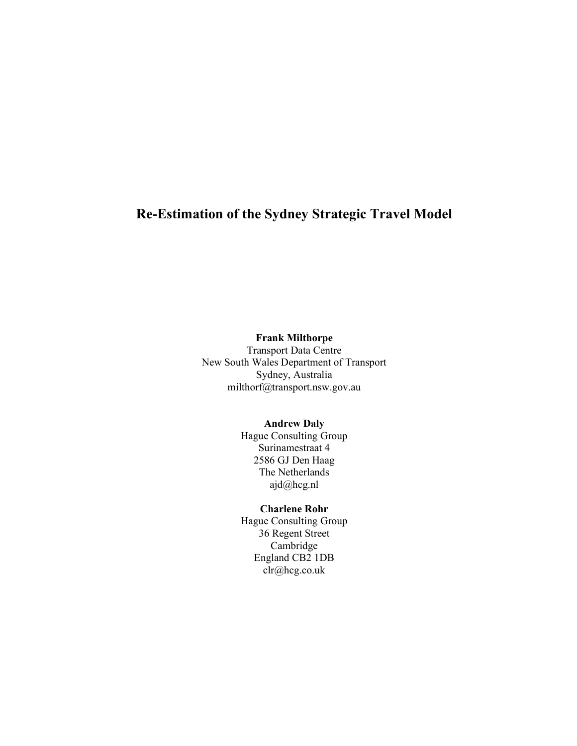# Re-Estimation of the Sydney Strategic Travel Model

**Frank Milthorpe**
Transport Data Centre
New South Wales Department of Transport
Sydney, Australia
milthorf@transport.nsw.gov.au

**Andrew Daly**
Hague Consulting Group
Surinamestraat 4
2586 GJ Den Haag
The Netherlands
ajd@hcg.nl

**Charlene Rohr**
Hague Consulting Group
36 Regent Street
Cambridge
England CB2 1DB
clr@hcg.co.uk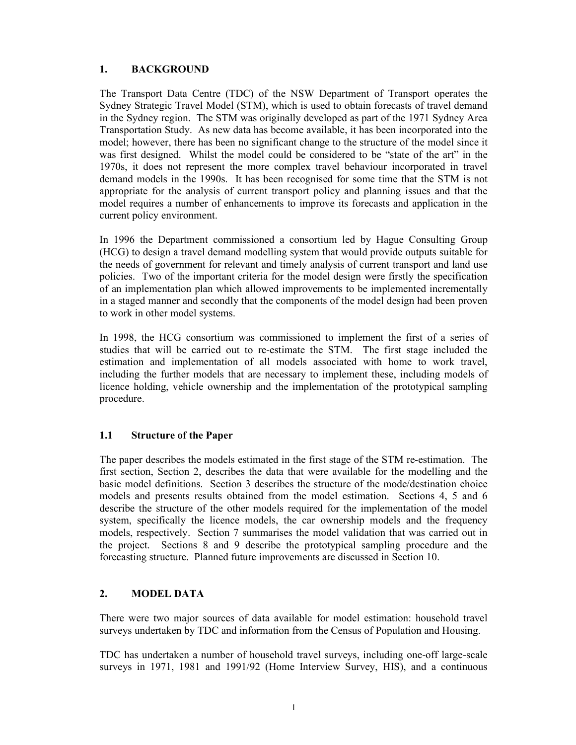## 1. BACKGROUND

The Transport Data Centre (TDC) of the NSW Department of Transport operates the Sydney Strategic Travel Model (STM), which is used to obtain forecasts of travel demand in the Sydney region. The STM was originally developed as part of the 1971 Sydney Area Transportation Study. As new data has become available, it has been incorporated into the model; however, there has been no significant change to the structure of the model since it was first designed. Whilst the model could be considered to be "state of the art" in the 1970s, it does not represent the more complex travel behaviour incorporated in travel demand models in the 1990s. It has been recognised for some time that the STM is not appropriate for the analysis of current transport policy and planning issues and that the model requires a number of enhancements to improve its forecasts and application in the current policy environment.

In 1996 the Department commissioned a consortium led by Hague Consulting Group (HCG) to design a travel demand modelling system that would provide outputs suitable for the needs of government for relevant and timely analysis of current transport and land use policies. Two of the important criteria for the model design were firstly the specification of an implementation plan which allowed improvements to be implemented incrementally in a staged manner and secondly that the components of the model design had been proven to work in other model systems.

In 1998, the HCG consortium was commissioned to implement the first of a series of studies that will be carried out to re-estimate the STM. The first stage included the estimation and implementation of all models associated with home to work travel, including the further models that are necessary to implement these, including models of licence holding, vehicle ownership and the implementation of the prototypical sampling procedure.

### 1.1 Structure of the Paper

The paper describes the models estimated in the first stage of the STM re-estimation. The first section, Section 2, describes the data that were available for the modelling and the basic model definitions. Section 3 describes the structure of the mode/destination choice models and presents results obtained from the model estimation. Sections 4, 5 and 6 describe the structure of the other models required for the implementation of the model system, specifically the licence models, the car ownership models and the frequency models, respectively. Section 7 summarises the model validation that was carried out in the project. Sections 8 and 9 describe the prototypical sampling procedure and the forecasting structure. Planned future improvements are discussed in Section 10.

## 2. MODEL DATA

There were two major sources of data available for model estimation: household travel surveys undertaken by TDC and information from the Census of Population and Housing.

TDC has undertaken a number of household travel surveys, including one-off large-scale surveys in 1971, 1981 and 1991/92 (Home Interview Survey, HIS), and a continuous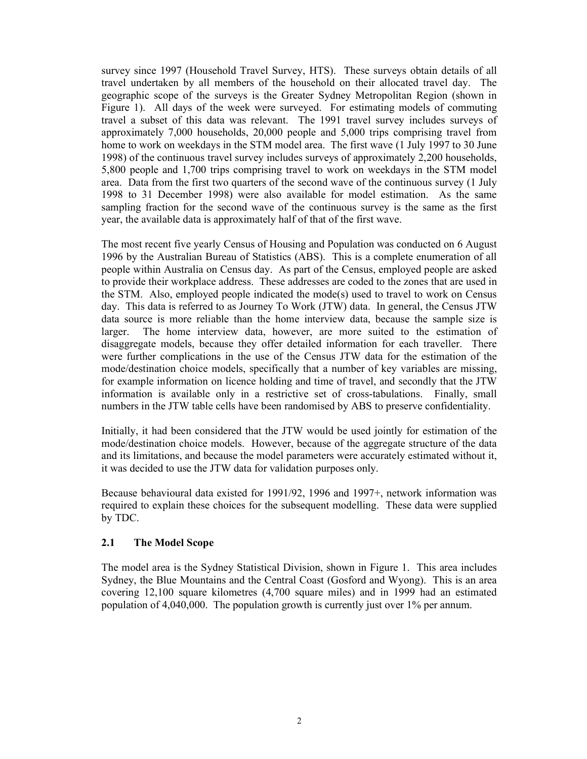survey since 1997 (Household Travel Survey, HTS). These surveys obtain details of all travel undertaken by all members of the household on their allocated travel day. The geographic scope of the surveys is the Greater Sydney Metropolitan Region (shown in Figure 1). All days of the week were surveyed. For estimating models of commuting travel a subset of this data was relevant. The 1991 travel survey includes surveys of approximately 7,000 households, 20,000 people and 5,000 trips comprising travel from home to work on weekdays in the STM model area. The first wave (1 July 1997 to 30 June 1998) of the continuous travel survey includes surveys of approximately 2,200 households, 5,800 people and 1,700 trips comprising travel to work on weekdays in the STM model area. Data from the first two quarters of the second wave of the continuous survey (1 July 1998 to 31 December 1998) were also available for model estimation. As the same sampling fraction for the second wave of the continuous survey is the same as the first year, the available data is approximately half of that of the first wave.

The most recent five yearly Census of Housing and Population was conducted on 6 August 1996 by the Australian Bureau of Statistics (ABS). This is a complete enumeration of all people within Australia on Census day. As part of the Census, employed people are asked to provide their workplace address. These addresses are coded to the zones that are used in the STM. Also, employed people indicated the mode(s) used to travel to work on Census day. This data is referred to as Journey To Work (JTW) data. In general, the Census JTW data source is more reliable than the home interview data, because the sample size is larger. The home interview data, however, are more suited to the estimation of disaggregate models, because they offer detailed information for each traveller. There were further complications in the use of the Census JTW data for the estimation of the mode/destination choice models, specifically that a number of key variables are missing, for example information on licence holding and time of travel, and secondly that the JTW information is available only in a restrictive set of cross-tabulations. Finally, small numbers in the JTW table cells have been randomised by ABS to preserve confidentiality.

Initially, it had been considered that the JTW would be used jointly for estimation of the mode/destination choice models. However, because of the aggregate structure of the data and its limitations, and because the model parameters were accurately estimated without it, it was decided to use the JTW data for validation purposes only.

Because behavioural data existed for 1991/92, 1996 and 1997+, network information was required to explain these choices for the subsequent modelling. These data were supplied by TDC.

### 2.1 The Model Scope

The model area is the Sydney Statistical Division, shown in Figure 1. This area includes Sydney, the Blue Mountains and the Central Coast (Gosford and Wyong). This is an area covering 12,100 square kilometres (4,700 square miles) and in 1999 had an estimated population of 4,040,000. The population growth is currently just over 1% per annum.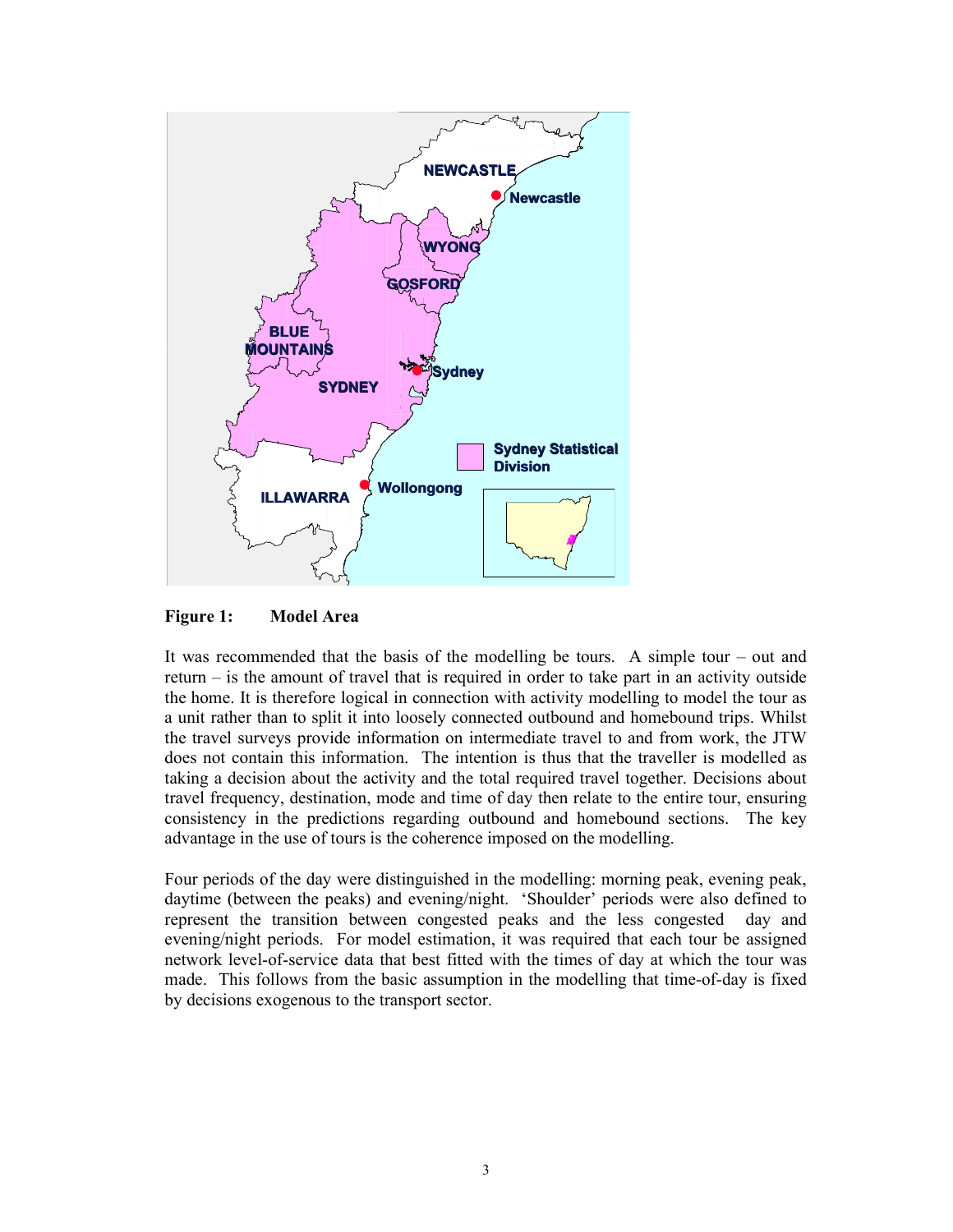**Figure 1: Model Area**

It was recommended that the basis of the modelling be tours. A simple tour – out and return – is the amount of travel that is required in order to take part in an activity outside the home. It is therefore logical in connection with activity modelling to model the tour as a unit rather than to split it into loosely connected outbound and homebound trips. Whilst the travel surveys provide information on intermediate travel to and from work, the JTW does not contain this information. The intention is thus that the traveller is modelled as taking a decision about the activity and the total required travel together. Decisions about travel frequency, destination, mode and time of day then relate to the entire tour, ensuring consistency in the predictions regarding outbound and homebound sections. The key advantage in the use of tours is the coherence imposed on the modelling.

Four periods of the day were distinguished in the modelling: morning peak, evening peak, daytime (between the peaks) and evening/night. 'Shoulder' periods were also defined to represent the transition between congested peaks and the less congested day and evening/night periods. For model estimation, it was required that each tour be assigned network level-of-service data that best fitted with the times of day at which the tour was made. This follows from the basic assumption in the modelling that time-of-day is fixed by decisions exogenous to the transport sector.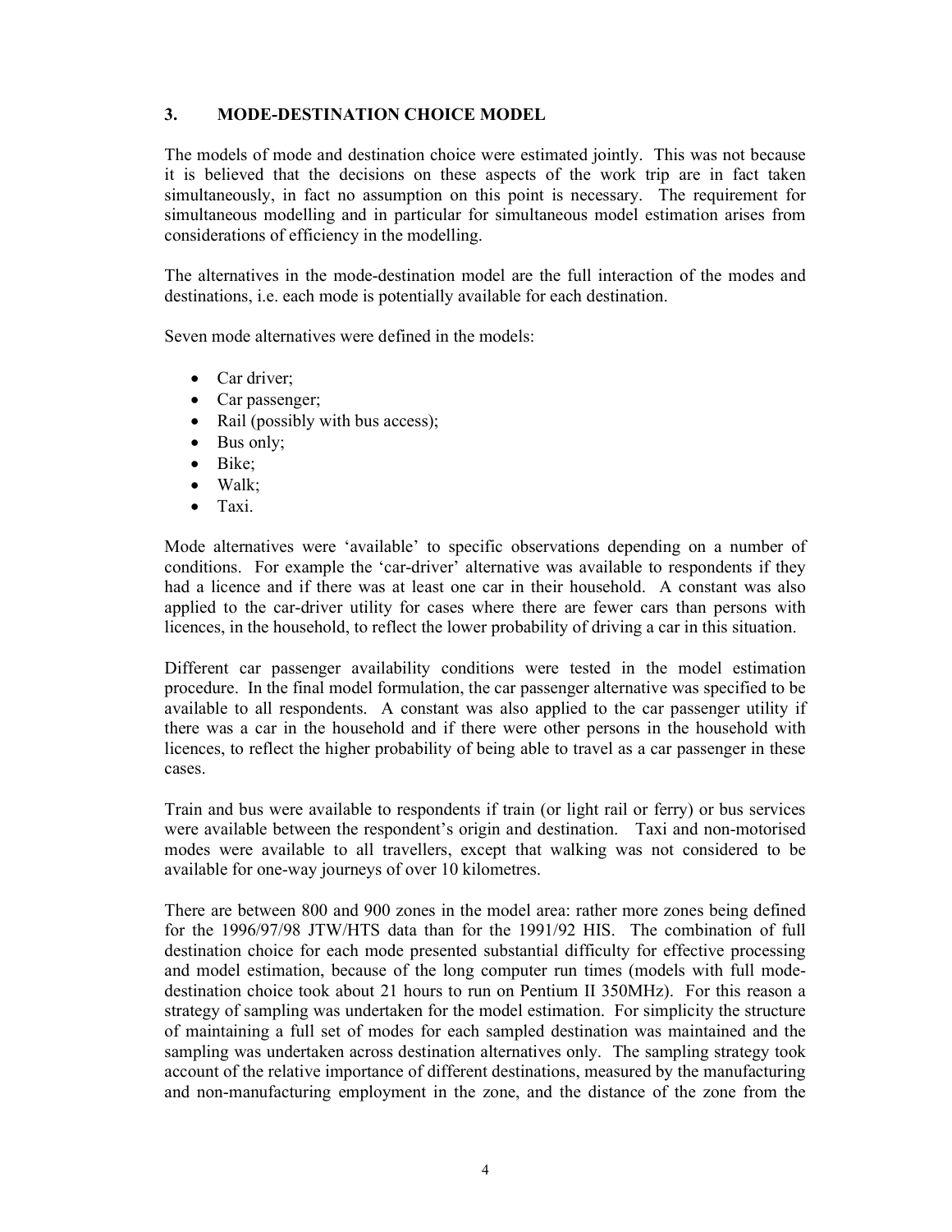## 3. MODE-DESTINATION CHOICE MODEL

The models of mode and destination choice were estimated jointly. This was not because it is believed that the decisions on these aspects of the work trip are in fact taken simultaneously, in fact no assumption on this point is necessary. The requirement for simultaneous modelling and in particular for simultaneous model estimation arises from considerations of efficiency in the modelling.

The alternatives in the mode-destination model are the full interaction of the modes and destinations, i.e. each mode is potentially available for each destination.

Seven mode alternatives were defined in the models:

- Car driver;
- Car passenger;
- Rail (possibly with bus access);
- Bus only;
- Bike;
- Walk;
- Taxi.

Mode alternatives were 'available' to specific observations depending on a number of conditions. For example the 'car-driver' alternative was available to respondents if they had a licence and if there was at least one car in their household. A constant was also applied to the car-driver utility for cases where there are fewer cars than persons with licences, in the household, to reflect the lower probability of driving a car in this situation.

Different car passenger availability conditions were tested in the model estimation procedure. In the final model formulation, the car passenger alternative was specified to be available to all respondents. A constant was also applied to the car passenger utility if there was a car in the household and if there were other persons in the household with licences, to reflect the higher probability of being able to travel as a car passenger in these cases.

Train and bus were available to respondents if train (or light rail or ferry) or bus services were available between the respondent's origin and destination. Taxi and non-motorised modes were available to all travellers, except that walking was not considered to be available for one-way journeys of over 10 kilometres.

There are between 800 and 900 zones in the model area: rather more zones being defined for the 1996/97/98 JTW/HTS data than for the 1991/92 HIS. The combination of full destination choice for each mode presented substantial difficulty for effective processing and model estimation, because of the long computer run times (models with full mode-destination choice took about 21 hours to run on Pentium II 350MHz). For this reason a strategy of sampling was undertaken for the model estimation. For simplicity the structure of maintaining a full set of modes for each sampled destination was maintained and the sampling was undertaken across destination alternatives only. The sampling strategy took account of the relative importance of different destinations, measured by the manufacturing and non-manufacturing employment in the zone, and the distance of the zone from the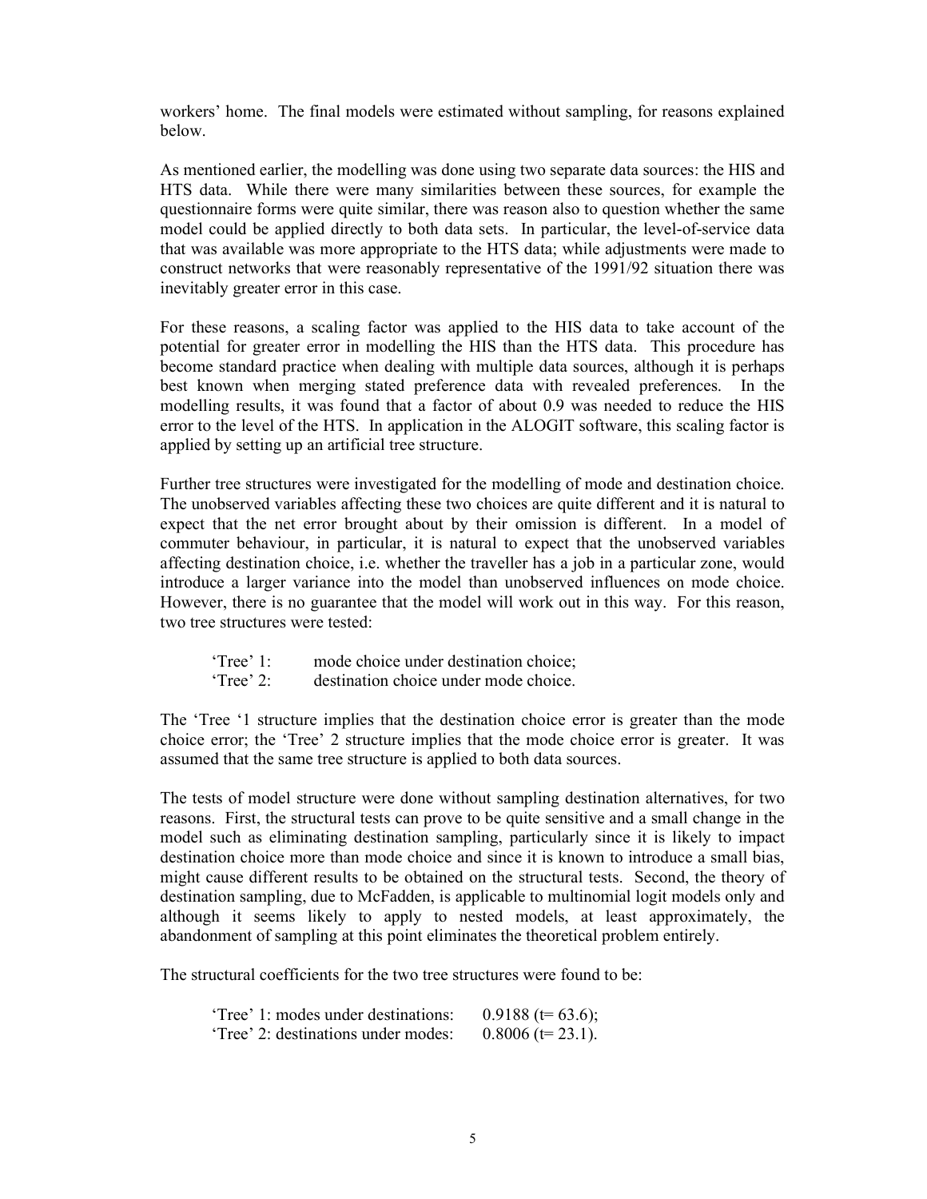workers' home. The final models were estimated without sampling, for reasons explained below.

As mentioned earlier, the modelling was done using two separate data sources: the HIS and HTS data. While there were many similarities between these sources, for example the questionnaire forms were quite similar, there was reason also to question whether the same model could be applied directly to both data sets. In particular, the level-of-service data that was available was more appropriate to the HTS data; while adjustments were made to construct networks that were reasonably representative of the 1991/92 situation there was inevitably greater error in this case.

For these reasons, a scaling factor was applied to the HIS data to take account of the potential for greater error in modelling the HIS than the HTS data. This procedure has become standard practice when dealing with multiple data sources, although it is perhaps best known when merging stated preference data with revealed preferences. In the modelling results, it was found that a factor of about 0.9 was needed to reduce the HIS error to the level of the HTS. In application in the ALOGIT software, this scaling factor is applied by setting up an artificial tree structure.

Further tree structures were investigated for the modelling of mode and destination choice. The unobserved variables affecting these two choices are quite different and it is natural to expect that the net error brought about by their omission is different. In a model of commuter behaviour, in particular, it is natural to expect that the unobserved variables affecting destination choice, i.e. whether the traveller has a job in a particular zone, would introduce a larger variance into the model than unobserved influences on mode choice. However, there is no guarantee that the model will work out in this way. For this reason, two tree structures were tested:

'Tree' 1: mode choice under destination choice;
'Tree' 2: destination choice under mode choice.

The 'Tree '1 structure implies that the destination choice error is greater than the mode choice error; the 'Tree' 2 structure implies that the mode choice error is greater. It was assumed that the same tree structure is applied to both data sources.

The tests of model structure were done without sampling destination alternatives, for two reasons. First, the structural tests can prove to be quite sensitive and a small change in the model such as eliminating destination sampling, particularly since it is likely to impact destination choice more than mode choice and since it is known to introduce a small bias, might cause different results to be obtained on the structural tests. Second, the theory of destination sampling, due to McFadden, is applicable to multinomial logit models only and although it seems likely to apply to nested models, at least approximately, the abandonment of sampling at this point eliminates the theoretical problem entirely.

The structural coefficients for the two tree structures were found to be:

'Tree' 1: modes under destinations: 0.9188 (t= 63.6);
'Tree' 2: destinations under modes: 0.8006 (t= 23.1).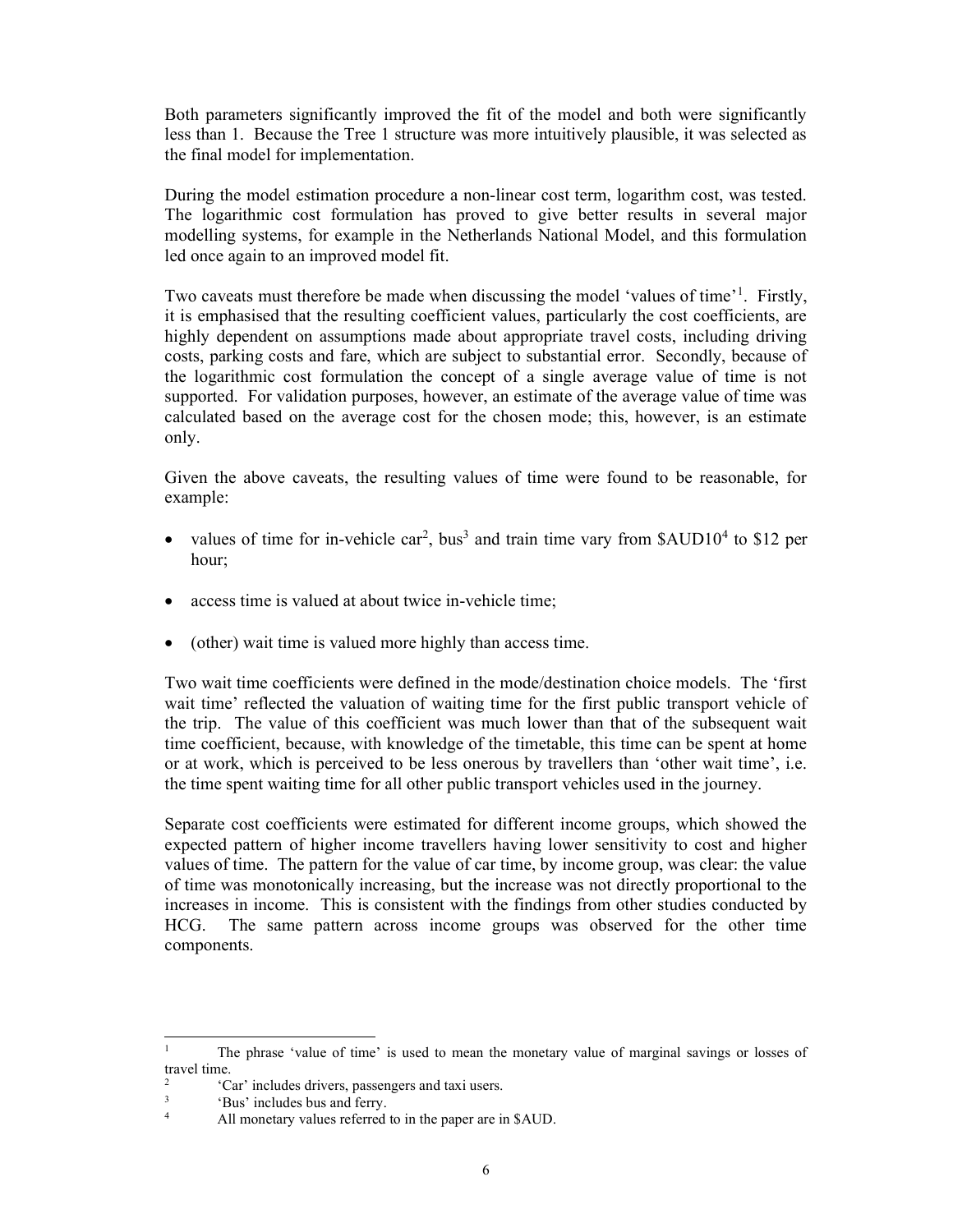Both parameters significantly improved the fit of the model and both were significantly less than 1. Because the Tree 1 structure was more intuitively plausible, it was selected as the final model for implementation.

During the model estimation procedure a non-linear cost term, logarithm cost, was tested. The logarithmic cost formulation has proved to give better results in several major modelling systems, for example in the Netherlands National Model, and this formulation led once again to an improved model fit.

Two caveats must therefore be made when discussing the model 'values of time'[1]. Firstly, it is emphasised that the resulting coefficient values, particularly the cost coefficients, are highly dependent on assumptions made about appropriate travel costs, including driving costs, parking costs and fare, which are subject to substantial error. Secondly, because of the logarithmic cost formulation the concept of a single average value of time is not supported. For validation purposes, however, an estimate of the average value of time was calculated based on the average cost for the chosen mode; this, however, is an estimate only.

Given the above caveats, the resulting values of time were found to be reasonable, for example:

- values of time for in-vehicle car[2], bus[3] and train time vary from $AUD10[4] to $12 per hour;
- access time is valued at about twice in-vehicle time;
- (other) wait time is valued more highly than access time.

Two wait time coefficients were defined in the mode/destination choice models. The 'first wait time' reflected the valuation of waiting time for the first public transport vehicle of the trip. The value of this coefficient was much lower than that of the subsequent wait time coefficient, because, with knowledge of the timetable, this time can be spent at home or at work, which is perceived to be less onerous by travellers than 'other wait time', i.e. the time spent waiting time for all other public transport vehicles used in the journey.

Separate cost coefficients were estimated for different income groups, which showed the expected pattern of higher income travellers having lower sensitivity to cost and higher values of time. The pattern for the value of car time, by income group, was clear: the value of time was monotonically increasing, but the increase was not directly proportional to the increases in income. This is consistent with the findings from other studies conducted by HCG. The same pattern across income groups was observed for the other time components.

---

[1] The phrase 'value of time' is used to mean the monetary value of marginal savings or losses of travel time.

[2] 'Car' includes drivers, passengers and taxi users.

[3] 'Bus' includes bus and ferry.

[4] All monetary values referred to in the paper are in $AUD.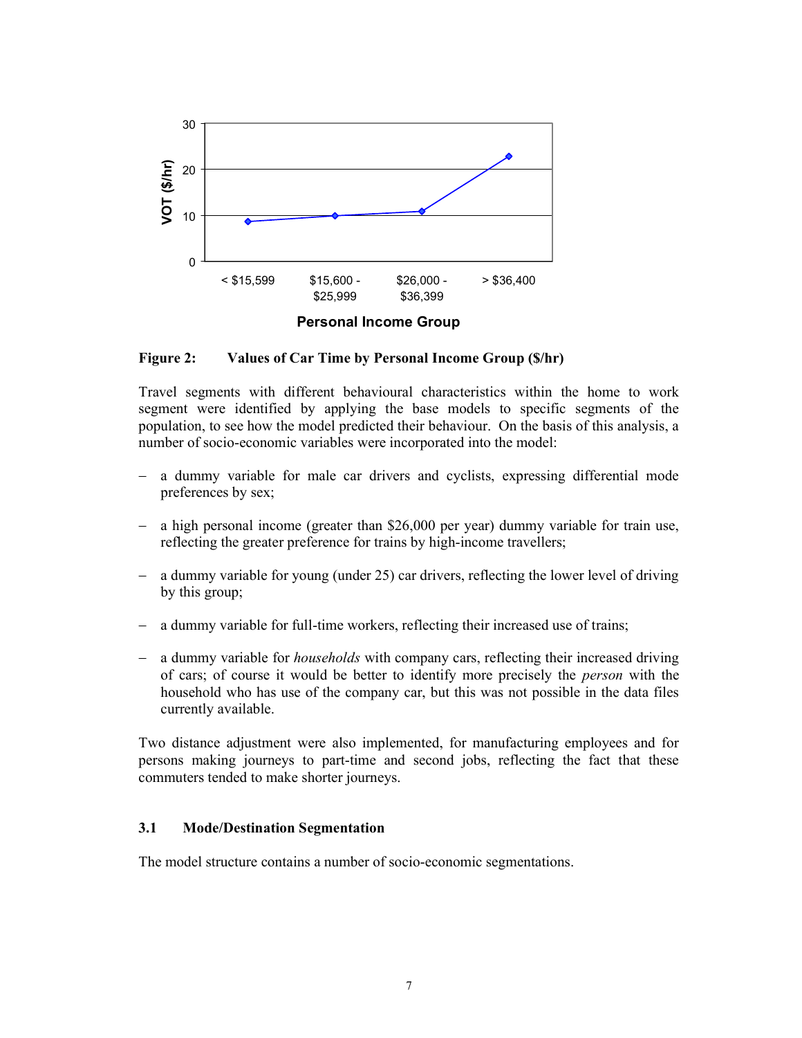**Figure 2: Values of Car Time by Personal Income Group ($/hr)**

Travel segments with different behavioural characteristics within the home to work segment were identified by applying the base models to specific segments of the population, to see how the model predicted their behaviour. On the basis of this analysis, a number of socio-economic variables were incorporated into the model:

- a dummy variable for male car drivers and cyclists, expressing differential mode preferences by sex;
- a high personal income (greater than $26,000 per year) dummy variable for train use, reflecting the greater preference for trains by high-income travellers;
- a dummy variable for young (under 25) car drivers, reflecting the lower level of driving by this group;
- a dummy variable for full-time workers, reflecting their increased use of trains;
- a dummy variable for *households* with company cars, reflecting their increased driving of cars; of course it would be better to identify more precisely the *person* with the household who has use of the company car, but this was not possible in the data files currently available.

Two distance adjustment were also implemented, for manufacturing employees and for persons making journeys to part-time and second jobs, reflecting the fact that these commuters tended to make shorter journeys.

### 3.1 Mode/Destination Segmentation

The model structure contains a number of socio-economic segmentations.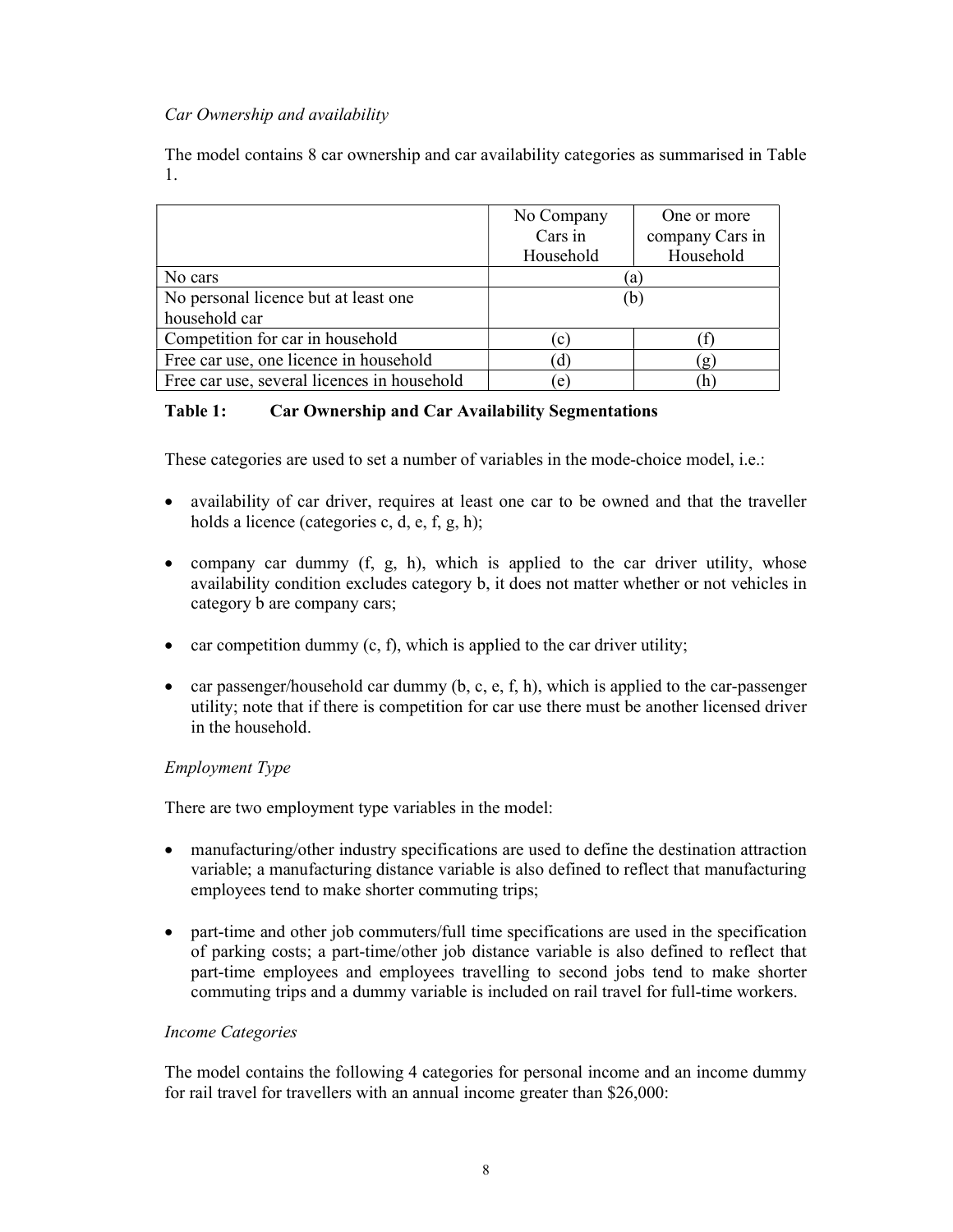*Car Ownership and availability*

The model contains 8 car ownership and car availability categories as summarised in Table 1.

| | No Company Cars in Household | One or more company Cars in Household |
|---|---|---|
| No cars | (a) | |
| No personal licence but at least one household car | (b) | |
| Competition for car in household | (c) | (f) |
| Free car use, one licence in household | (d) | (g) |
| Free car use, several licences in household | (e) | (h) |

**Table 1: Car Ownership and Car Availability Segmentations**

These categories are used to set a number of variables in the mode-choice model, i.e.:

- availability of car driver, requires at least one car to be owned and that the traveller holds a licence (categories c, d, e, f, g, h);
- company car dummy (f, g, h), which is applied to the car driver utility, whose availability condition excludes category b, it does not matter whether or not vehicles in category b are company cars;
- car competition dummy (c, f), which is applied to the car driver utility;
- car passenger/household car dummy (b, c, e, f, h), which is applied to the car-passenger utility; note that if there is competition for car use there must be another licensed driver in the household.

*Employment Type*

There are two employment type variables in the model:

- manufacturing/other industry specifications are used to define the destination attraction variable; a manufacturing distance variable is also defined to reflect that manufacturing employees tend to make shorter commuting trips;
- part-time and other job commuters/full time specifications are used in the specification of parking costs; a part-time/other job distance variable is also defined to reflect that part-time employees and employees travelling to second jobs tend to make shorter commuting trips and a dummy variable is included on rail travel for full-time workers.

*Income Categories*

The model contains the following 4 categories for personal income and an income dummy for rail travel for travellers with an annual income greater than $26,000: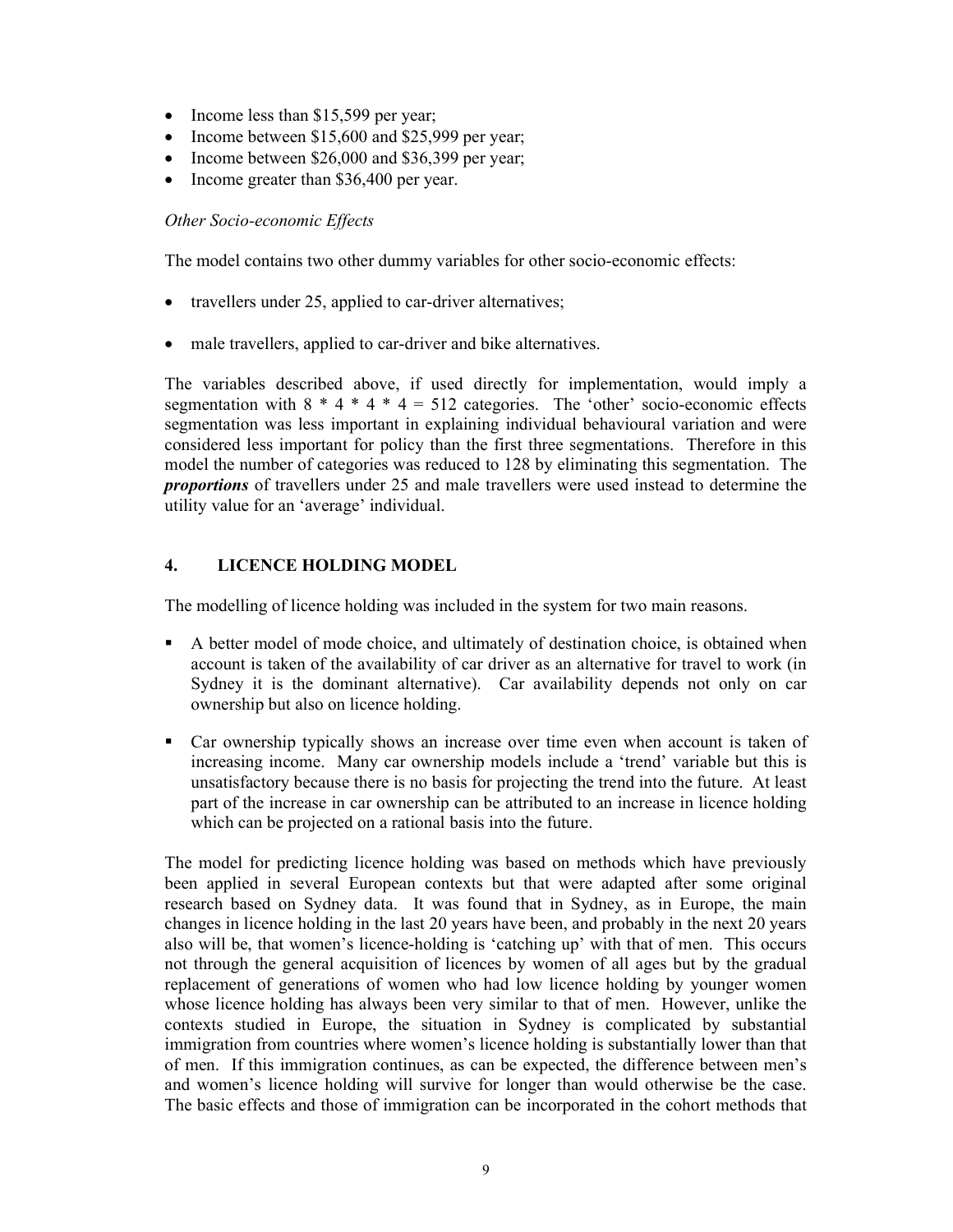- Income less than $15,599 per year;
- Income between $15,600 and $25,999 per year;
- Income between $26,000 and $36,399 per year;
- Income greater than $36,400 per year.

*Other Socio-economic Effects*

The model contains two other dummy variables for other socio-economic effects:

- travellers under 25, applied to car-driver alternatives;
- male travellers, applied to car-driver and bike alternatives.

The variables described above, if used directly for implementation, would imply a segmentation with 8 * 4 * 4 * 4 = 512 categories. The 'other' socio-economic effects segmentation was less important in explaining individual behavioural variation and were considered less important for policy than the first three segmentations. Therefore in this model the number of categories was reduced to 128 by eliminating this segmentation. The ***proportions*** of travellers under 25 and male travellers were used instead to determine the utility value for an 'average' individual.

## 4. LICENCE HOLDING MODEL

The modelling of licence holding was included in the system for two main reasons.

- A better model of mode choice, and ultimately of destination choice, is obtained when account is taken of the availability of car driver as an alternative for travel to work (in Sydney it is the dominant alternative). Car availability depends not only on car ownership but also on licence holding.
- Car ownership typically shows an increase over time even when account is taken of increasing income. Many car ownership models include a 'trend' variable but this is unsatisfactory because there is no basis for projecting the trend into the future. At least part of the increase in car ownership can be attributed to an increase in licence holding which can be projected on a rational basis into the future.

The model for predicting licence holding was based on methods which have previously been applied in several European contexts but that were adapted after some original research based on Sydney data. It was found that in Sydney, as in Europe, the main changes in licence holding in the last 20 years have been, and probably in the next 20 years also will be, that women's licence-holding is 'catching up' with that of men. This occurs not through the general acquisition of licences by women of all ages but by the gradual replacement of generations of women who had low licence holding by younger women whose licence holding has always been very similar to that of men. However, unlike the contexts studied in Europe, the situation in Sydney is complicated by substantial immigration from countries where women's licence holding is substantially lower than that of men. If this immigration continues, as can be expected, the difference between men's and women's licence holding will survive for longer than would otherwise be the case. The basic effects and those of immigration can be incorporated in the cohort methods that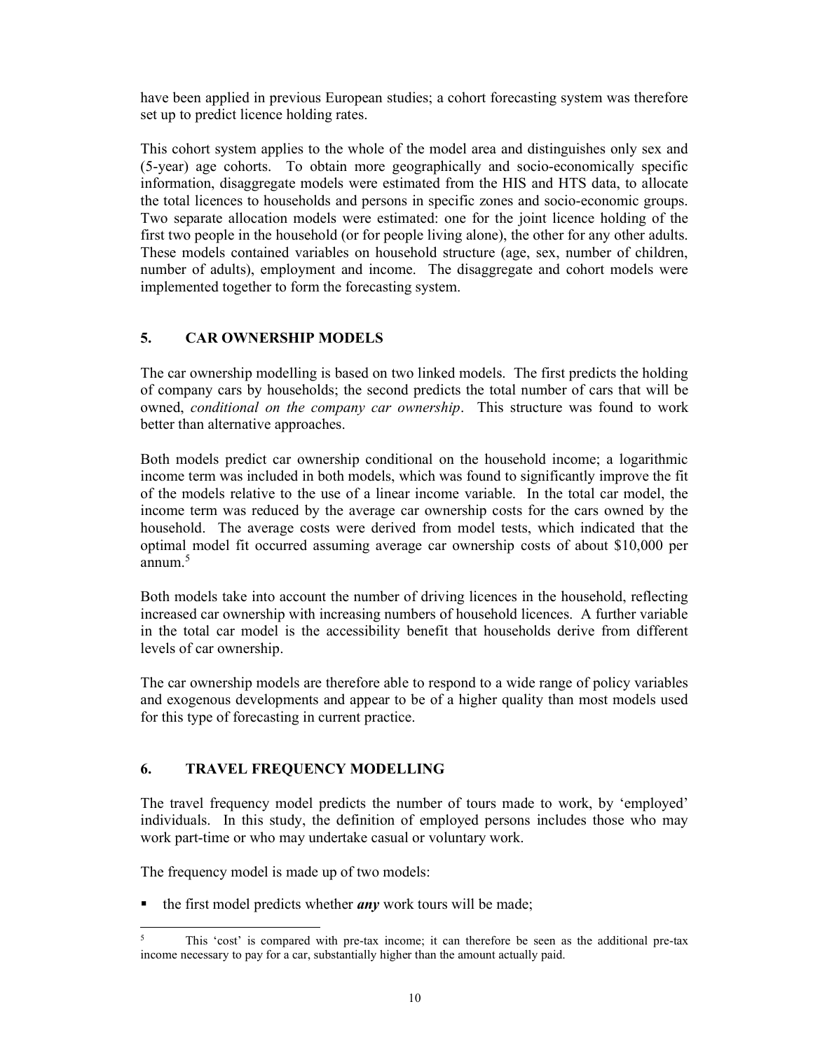have been applied in previous European studies; a cohort forecasting system was therefore set up to predict licence holding rates.

This cohort system applies to the whole of the model area and distinguishes only sex and (5-year) age cohorts. To obtain more geographically and socio-economically specific information, disaggregate models were estimated from the HIS and HTS data, to allocate the total licences to households and persons in specific zones and socio-economic groups. Two separate allocation models were estimated: one for the joint licence holding of the first two people in the household (or for people living alone), the other for any other adults. These models contained variables on household structure (age, sex, number of children, number of adults), employment and income. The disaggregate and cohort models were implemented together to form the forecasting system.

## 5. CAR OWNERSHIP MODELS

The car ownership modelling is based on two linked models. The first predicts the holding of company cars by households; the second predicts the total number of cars that will be owned, *conditional on the company car ownership*. This structure was found to work better than alternative approaches.

Both models predict car ownership conditional on the household income; a logarithmic income term was included in both models, which was found to significantly improve the fit of the models relative to the use of a linear income variable. In the total car model, the income term was reduced by the average car ownership costs for the cars owned by the household. The average costs were derived from model tests, which indicated that the optimal model fit occurred assuming average car ownership costs of about $10,000 per annum.[5]

Both models take into account the number of driving licences in the household, reflecting increased car ownership with increasing numbers of household licences. A further variable in the total car model is the accessibility benefit that households derive from different levels of car ownership.

The car ownership models are therefore able to respond to a wide range of policy variables and exogenous developments and appear to be of a higher quality than most models used for this type of forecasting in current practice.

## 6. TRAVEL FREQUENCY MODELLING

The travel frequency model predicts the number of tours made to work, by 'employed' individuals. In this study, the definition of employed persons includes those who may work part-time or who may undertake casual or voluntary work.

The frequency model is made up of two models:

- the first model predicts whether ***any*** work tours will be made;

---

[5] This 'cost' is compared with pre-tax income; it can therefore be seen as the additional pre-tax income necessary to pay for a car, substantially higher than the amount actually paid.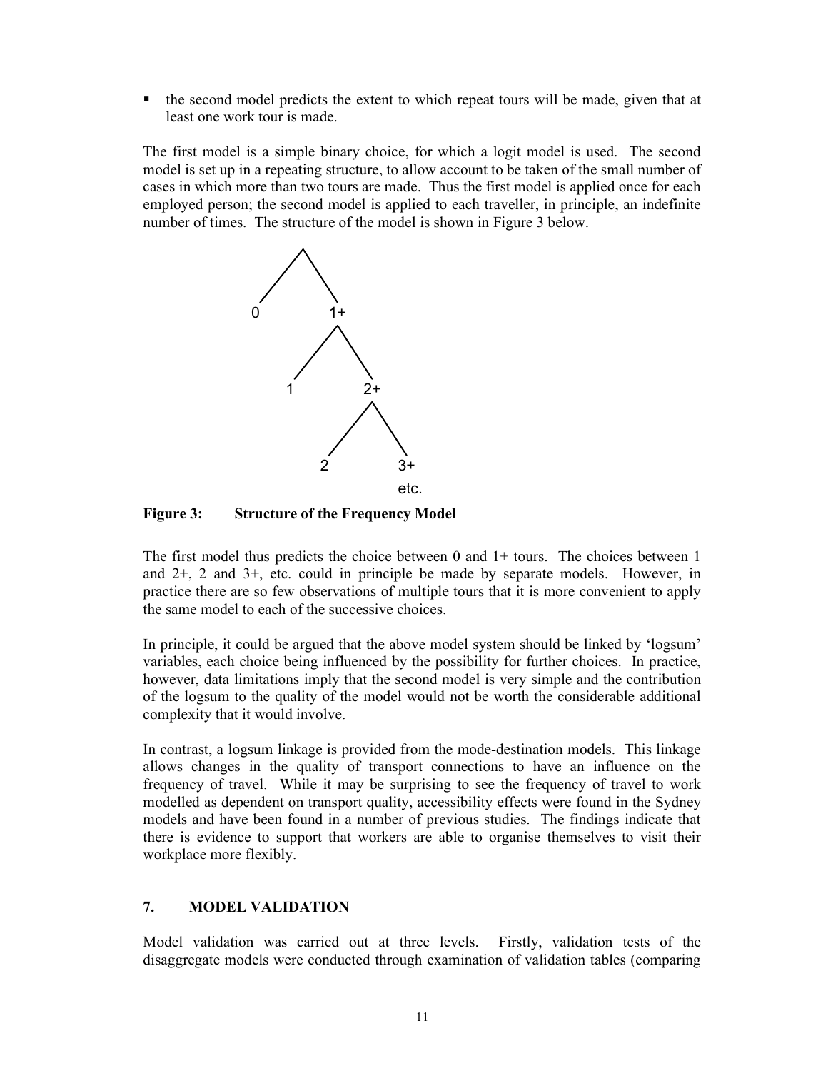- the second model predicts the extent to which repeat tours will be made, given that at least one work tour is made.

The first model is a simple binary choice, for which a logit model is used. The second model is set up in a repeating structure, to allow account to be taken of the small number of cases in which more than two tours are made. Thus the first model is applied once for each employed person; the second model is applied to each traveller, in principle, an indefinite number of times. The structure of the model is shown in Figure 3 below.

**Figure 3: Structure of the Frequency Model**

The first model thus predicts the choice between 0 and 1+ tours. The choices between 1 and 2+, 2 and 3+, etc. could in principle be made by separate models. However, in practice there are so few observations of multiple tours that it is more convenient to apply the same model to each of the successive choices.

In principle, it could be argued that the above model system should be linked by 'logsum' variables, each choice being influenced by the possibility for further choices. In practice, however, data limitations imply that the second model is very simple and the contribution of the logsum to the quality of the model would not be worth the considerable additional complexity that it would involve.

In contrast, a logsum linkage is provided from the mode-destination models. This linkage allows changes in the quality of transport connections to have an influence on the frequency of travel. While it may be surprising to see the frequency of travel to work modelled as dependent on transport quality, accessibility effects were found in the Sydney models and have been found in a number of previous studies. The findings indicate that there is evidence to support that workers are able to organise themselves to visit their workplace more flexibly.

## 7. MODEL VALIDATION

Model validation was carried out at three levels. Firstly, validation tests of the disaggregate models were conducted through examination of validation tables (comparing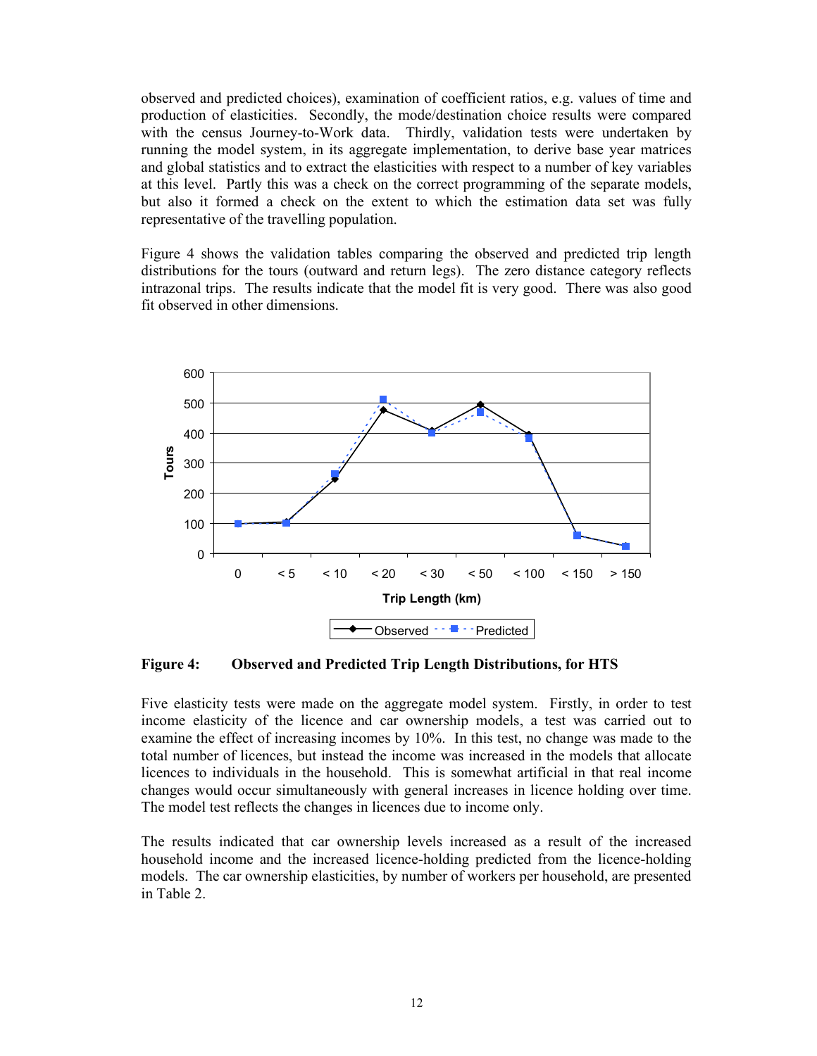observed and predicted choices), examination of coefficient ratios, e.g. values of time and production of elasticities. Secondly, the mode/destination choice results were compared with the census Journey-to-Work data. Thirdly, validation tests were undertaken by running the model system, in its aggregate implementation, to derive base year matrices and global statistics and to extract the elasticities with respect to a number of key variables at this level. Partly this was a check on the correct programming of the separate models, but also it formed a check on the extent to which the estimation data set was fully representative of the travelling population.

Figure 4 shows the validation tables comparing the observed and predicted trip length distributions for the tours (outward and return legs). The zero distance category reflects intrazonal trips. The results indicate that the model fit is very good. There was also good fit observed in other dimensions.

**Figure 4: Observed and Predicted Trip Length Distributions, for HTS**

Five elasticity tests were made on the aggregate model system. Firstly, in order to test income elasticity of the licence and car ownership models, a test was carried out to examine the effect of increasing incomes by 10%. In this test, no change was made to the total number of licences, but instead the income was increased in the models that allocate licences to individuals in the household. This is somewhat artificial in that real income changes would occur simultaneously with general increases in licence holding over time. The model test reflects the changes in licences due to income only.

The results indicated that car ownership levels increased as a result of the increased household income and the increased licence-holding predicted from the licence-holding models. The car ownership elasticities, by number of workers per household, are presented in Table 2.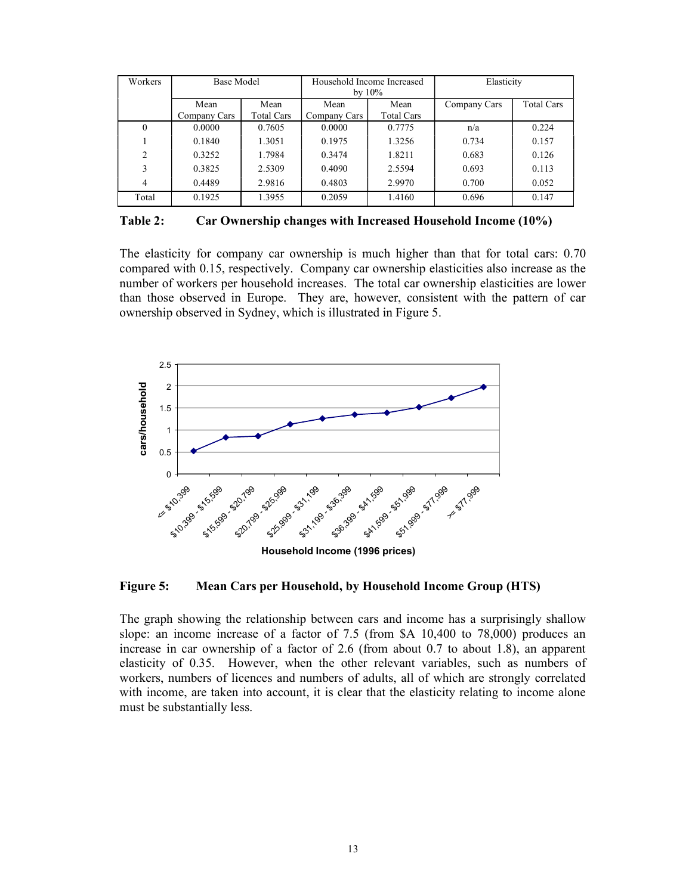| Workers | Base Model | | Household Income Increased by 10% | | Elasticity | |
|---|---|---|---|---|---|---|
| | Mean Company Cars | Mean Total Cars | Mean Company Cars | Mean Total Cars | Company Cars | Total Cars |
| 0 | 0.0000 | 0.7605 | 0.0000 | 0.7775 | n/a | 0.224 |
| 1 | 0.1840 | 1.3051 | 0.1975 | 1.3256 | 0.734 | 0.157 |
| 2 | 0.3252 | 1.7984 | 0.3474 | 1.8211 | 0.683 | 0.126 |
| 3 | 0.3825 | 2.5309 | 0.4090 | 2.5594 | 0.693 | 0.113 |
| 4 | 0.4489 | 2.9816 | 0.4803 | 2.9970 | 0.700 | 0.052 |
| Total | 0.1925 | 1.3955 | 0.2059 | 1.4160 | 0.696 | 0.147 |

**Table 2: Car Ownership changes with Increased Household Income (10%)**

The elasticity for company car ownership is much higher than that for total cars: 0.70 compared with 0.15, respectively. Company car ownership elasticities also increase as the number of workers per household increases. The total car ownership elasticities are lower than those observed in Europe. They are, however, consistent with the pattern of car ownership observed in Sydney, which is illustrated in Figure 5.

**Figure 5: Mean Cars per Household, by Household Income Group (HTS)**

The graph showing the relationship between cars and income has a surprisingly shallow slope: an income increase of a factor of 7.5 (from $A 10,400 to 78,000) produces an increase in car ownership of a factor of 2.6 (from about 0.7 to about 1.8), an apparent elasticity of 0.35. However, when the other relevant variables, such as numbers of workers, numbers of licences and numbers of adults, all of which are strongly correlated with income, are taken into account, it is clear that the elasticity relating to income alone must be substantially less.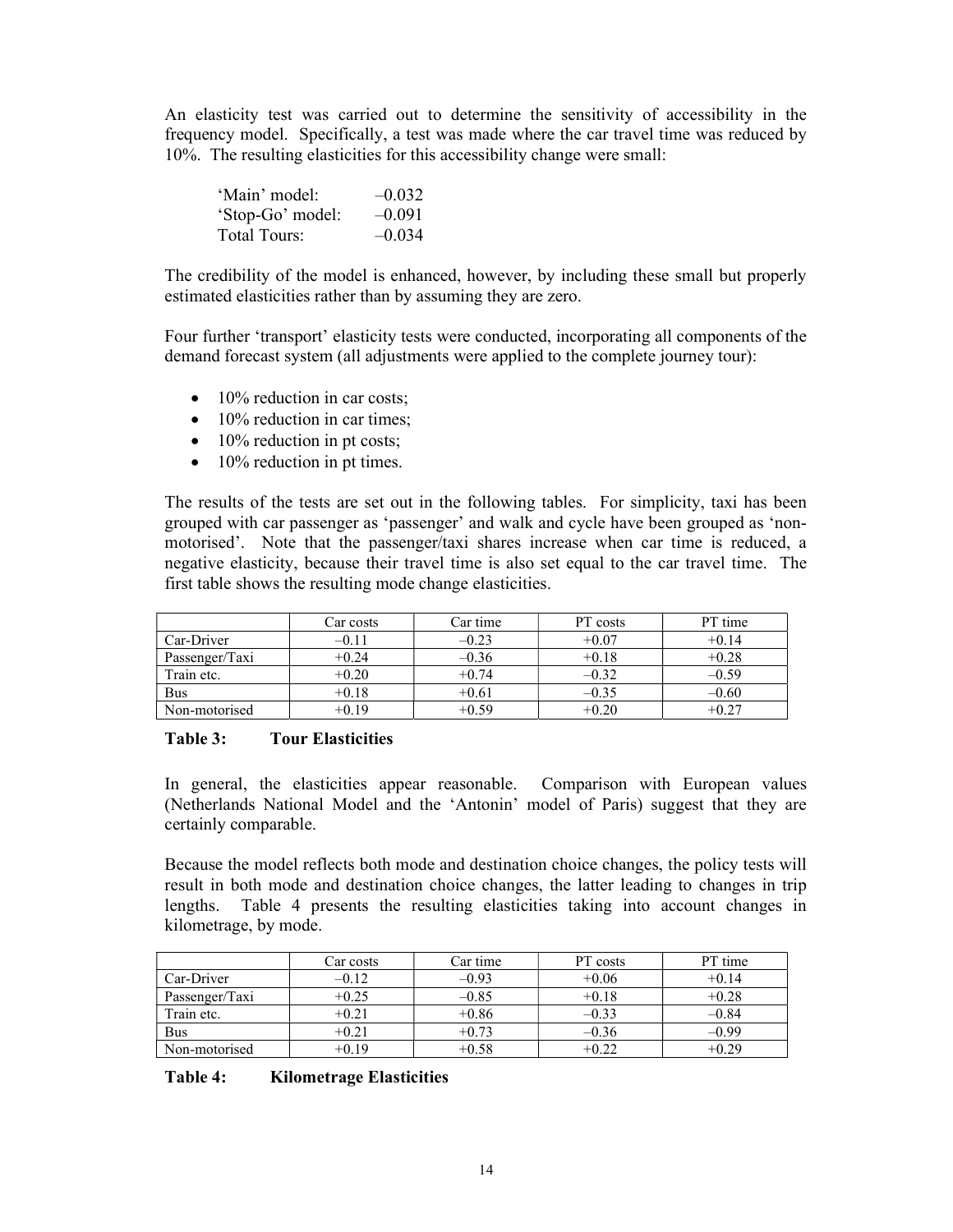An elasticity test was carried out to determine the sensitivity of accessibility in the frequency model. Specifically, a test was made where the car travel time was reduced by 10%. The resulting elasticities for this accessibility change were small:

| | |
|---|---|
| 'Main' model: | –0.032 |
| 'Stop-Go' model: | –0.091 |
| Total Tours: | –0.034 |

The credibility of the model is enhanced, however, by including these small but properly estimated elasticities rather than by assuming they are zero.

Four further 'transport' elasticity tests were conducted, incorporating all components of the demand forecast system (all adjustments were applied to the complete journey tour):

- 10% reduction in car costs;
- 10% reduction in car times;
- 10% reduction in pt costs;
- 10% reduction in pt times.

The results of the tests are set out in the following tables. For simplicity, taxi has been grouped with car passenger as 'passenger' and walk and cycle have been grouped as 'non-motorised'. Note that the passenger/taxi shares increase when car time is reduced, a negative elasticity, because their travel time is also set equal to the car travel time. The first table shows the resulting mode change elasticities.

| | Car costs | Car time | PT costs | PT time |
|---|---|---|---|---|
| Car-Driver | –0.11 | –0.23 | +0.07 | +0.14 |
| Passenger/Taxi | +0.24 | –0.36 | +0.18 | +0.28 |
| Train etc. | +0.20 | +0.74 | –0.32 | –0.59 |
| Bus | +0.18 | +0.61 | –0.35 | –0.60 |
| Non-motorised | +0.19 | +0.59 | +0.20 | +0.27 |

**Table 3: Tour Elasticities**

In general, the elasticities appear reasonable. Comparison with European values (Netherlands National Model and the 'Antonin' model of Paris) suggest that they are certainly comparable.

Because the model reflects both mode and destination choice changes, the policy tests will result in both mode and destination choice changes, the latter leading to changes in trip lengths. Table 4 presents the resulting elasticities taking into account changes in kilometrage, by mode.

| | Car costs | Car time | PT costs | PT time |
|---|---|---|---|---|
| Car-Driver | –0.12 | –0.93 | +0.06 | +0.14 |
| Passenger/Taxi | +0.25 | –0.85 | +0.18 | +0.28 |
| Train etc. | +0.21 | +0.86 | –0.33 | –0.84 |
| Bus | +0.21 | +0.73 | –0.36 | –0.99 |
| Non-motorised | +0.19 | +0.58 | +0.22 | +0.29 |

**Table 4: Kilometrage Elasticities**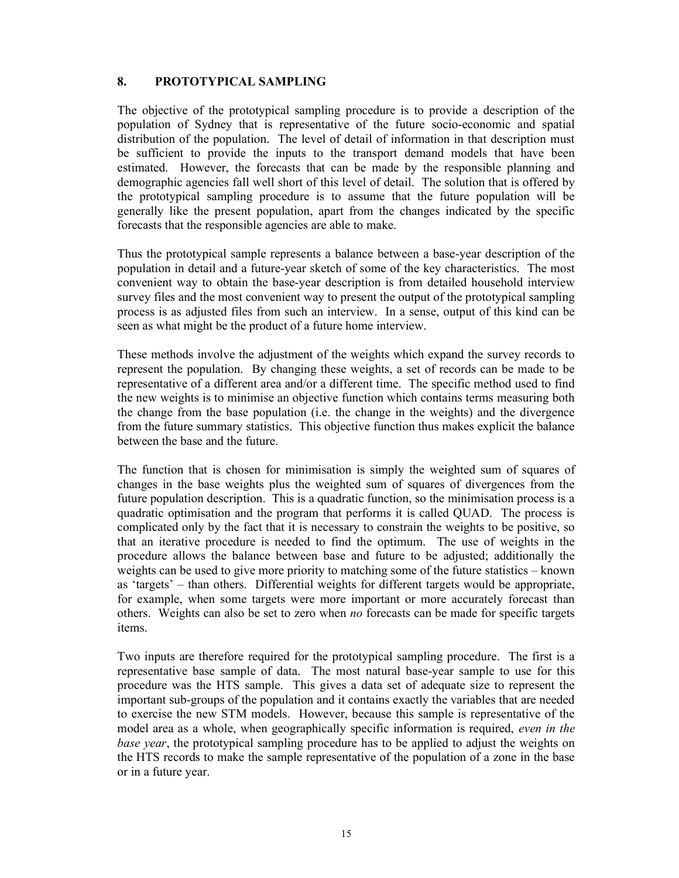## 8. PROTOTYPICAL SAMPLING

The objective of the prototypical sampling procedure is to provide a description of the population of Sydney that is representative of the future socio-economic and spatial distribution of the population. The level of detail of information in that description must be sufficient to provide the inputs to the transport demand models that have been estimated. However, the forecasts that can be made by the responsible planning and demographic agencies fall well short of this level of detail. The solution that is offered by the prototypical sampling procedure is to assume that the future population will be generally like the present population, apart from the changes indicated by the specific forecasts that the responsible agencies are able to make.

Thus the prototypical sample represents a balance between a base-year description of the population in detail and a future-year sketch of some of the key characteristics. The most convenient way to obtain the base-year description is from detailed household interview survey files and the most convenient way to present the output of the prototypical sampling process is as adjusted files from such an interview. In a sense, output of this kind can be seen as what might be the product of a future home interview.

These methods involve the adjustment of the weights which expand the survey records to represent the population. By changing these weights, a set of records can be made to be representative of a different area and/or a different time. The specific method used to find the new weights is to minimise an objective function which contains terms measuring both the change from the base population (i.e. the change in the weights) and the divergence from the future summary statistics. This objective function thus makes explicit the balance between the base and the future.

The function that is chosen for minimisation is simply the weighted sum of squares of changes in the base weights plus the weighted sum of squares of divergences from the future population description. This is a quadratic function, so the minimisation process is a quadratic optimisation and the program that performs it is called QUAD. The process is complicated only by the fact that it is necessary to constrain the weights to be positive, so that an iterative procedure is needed to find the optimum. The use of weights in the procedure allows the balance between base and future to be adjusted; additionally the weights can be used to give more priority to matching some of the future statistics – known as 'targets' – than others. Differential weights for different targets would be appropriate, for example, when some targets were more important or more accurately forecast than others. Weights can also be set to zero when *no* forecasts can be made for specific targets items.

Two inputs are therefore required for the prototypical sampling procedure. The first is a representative base sample of data. The most natural base-year sample to use for this procedure was the HTS sample. This gives a data set of adequate size to represent the important sub-groups of the population and it contains exactly the variables that are needed to exercise the new STM models. However, because this sample is representative of the model area as a whole, when geographically specific information is required, *even in the base year*, the prototypical sampling procedure has to be applied to adjust the weights on the HTS records to make the sample representative of the population of a zone in the base or in a future year.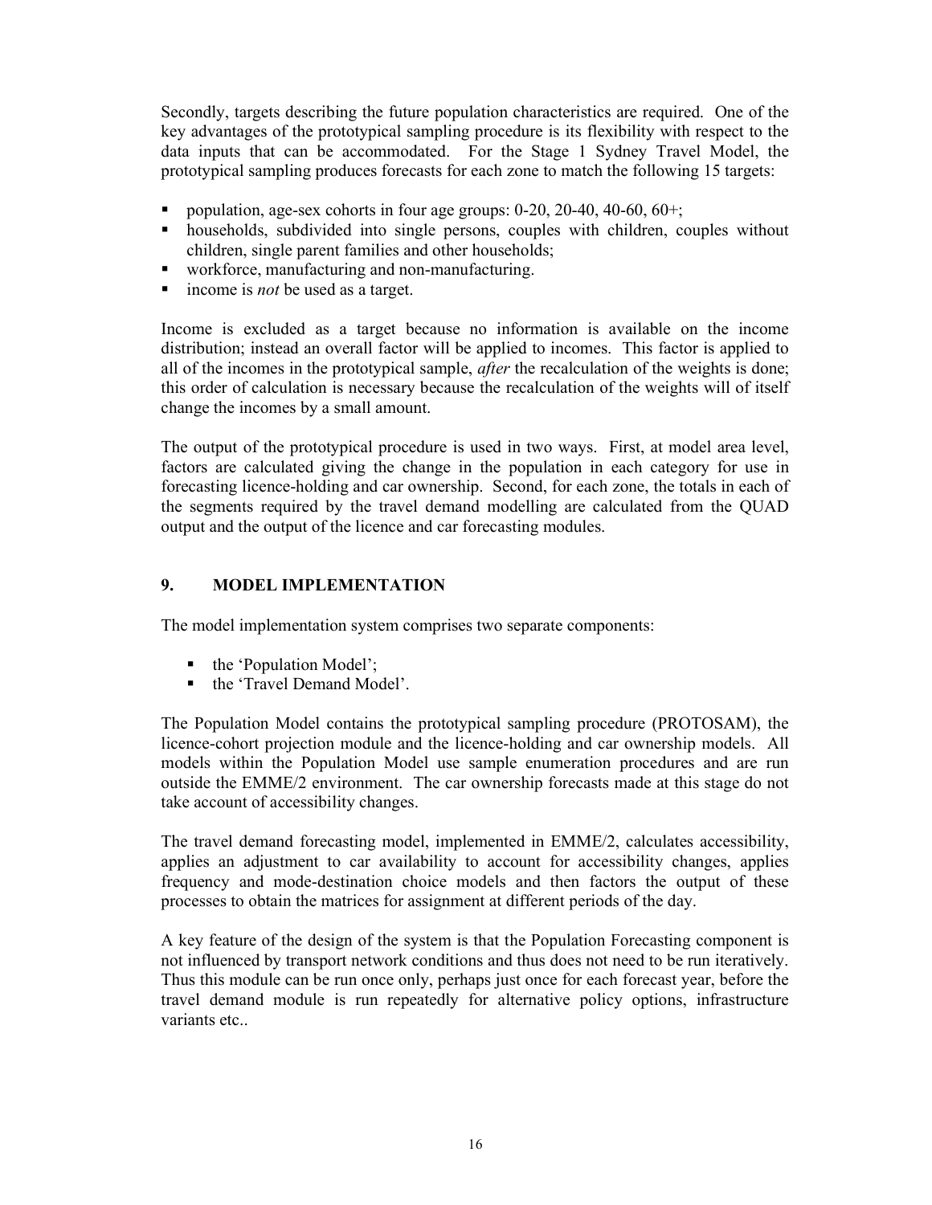Secondly, targets describing the future population characteristics are required. One of the key advantages of the prototypical sampling procedure is its flexibility with respect to the data inputs that can be accommodated. For the Stage 1 Sydney Travel Model, the prototypical sampling produces forecasts for each zone to match the following 15 targets:

- population, age-sex cohorts in four age groups: 0-20, 20-40, 40-60, 60+;
- households, subdivided into single persons, couples with children, couples without children, single parent families and other households;
- workforce, manufacturing and non-manufacturing.
- income is *not* be used as a target.

Income is excluded as a target because no information is available on the income distribution; instead an overall factor will be applied to incomes. This factor is applied to all of the incomes in the prototypical sample, *after* the recalculation of the weights is done; this order of calculation is necessary because the recalculation of the weights will of itself change the incomes by a small amount.

The output of the prototypical procedure is used in two ways. First, at model area level, factors are calculated giving the change in the population in each category for use in forecasting licence-holding and car ownership. Second, for each zone, the totals in each of the segments required by the travel demand modelling are calculated from the QUAD output and the output of the licence and car forecasting modules.

## 9. MODEL IMPLEMENTATION

The model implementation system comprises two separate components:

- the 'Population Model';
- the 'Travel Demand Model'.

The Population Model contains the prototypical sampling procedure (PROTOSAM), the licence-cohort projection module and the licence-holding and car ownership models. All models within the Population Model use sample enumeration procedures and are run outside the EMME/2 environment. The car ownership forecasts made at this stage do not take account of accessibility changes.

The travel demand forecasting model, implemented in EMME/2, calculates accessibility, applies an adjustment to car availability to account for accessibility changes, applies frequency and mode-destination choice models and then factors the output of these processes to obtain the matrices for assignment at different periods of the day.

A key feature of the design of the system is that the Population Forecasting component is not influenced by transport network conditions and thus does not need to be run iteratively. Thus this module can be run once only, perhaps just once for each forecast year, before the travel demand module is run repeatedly for alternative policy options, infrastructure variants etc..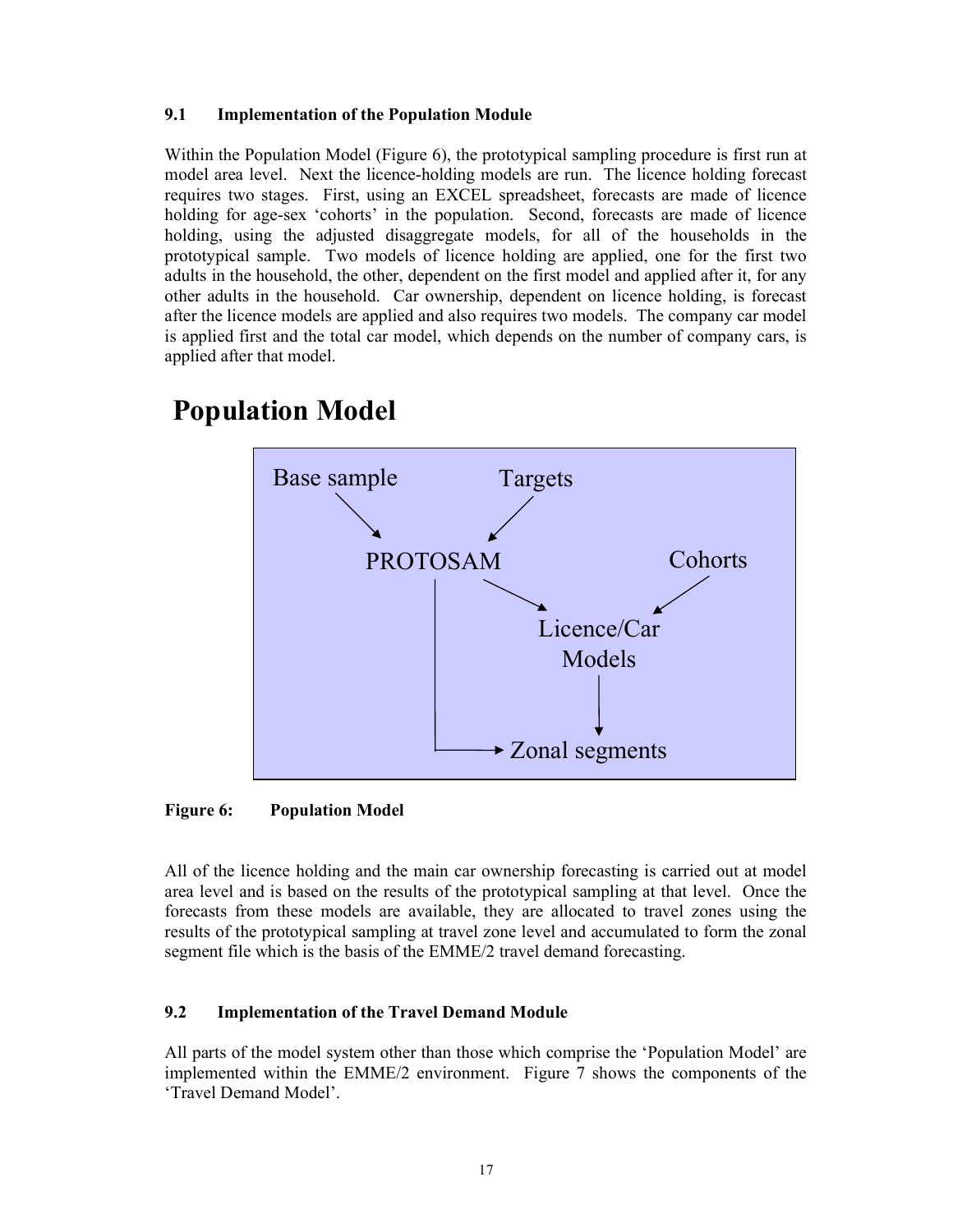### 9.1 Implementation of the Population Module

Within the Population Model (Figure 6), the prototypical sampling procedure is first run at model area level. Next the licence-holding models are run. The licence holding forecast requires two stages. First, using an EXCEL spreadsheet, forecasts are made of licence holding for age-sex 'cohorts' in the population. Second, forecasts are made of licence holding, using the adjusted disaggregate models, for all of the households in the prototypical sample. Two models of licence holding are applied, one for the first two adults in the household, the other, dependent on the first model and applied after it, for any other adults in the household. Car ownership, dependent on licence holding, is forecast after the licence models are applied and also requires two models. The company car model is applied first and the total car model, which depends on the number of company cars, is applied after that model.

**Population Model**

Base sample → PROTOSAM ← Targets

PROTOSAM → Licence/Car Models ← Cohorts

Licence/Car Models → Zonal segments

PROTOSAM → Zonal segments

**Figure 6: Population Model**

All of the licence holding and the main car ownership forecasting is carried out at model area level and is based on the results of the prototypical sampling at that level. Once the forecasts from these models are available, they are allocated to travel zones using the results of the prototypical sampling at travel zone level and accumulated to form the zonal segment file which is the basis of the EMME/2 travel demand forecasting.

### 9.2 Implementation of the Travel Demand Module

All parts of the model system other than those which comprise the 'Population Model' are implemented within the EMME/2 environment. Figure 7 shows the components of the 'Travel Demand Model'.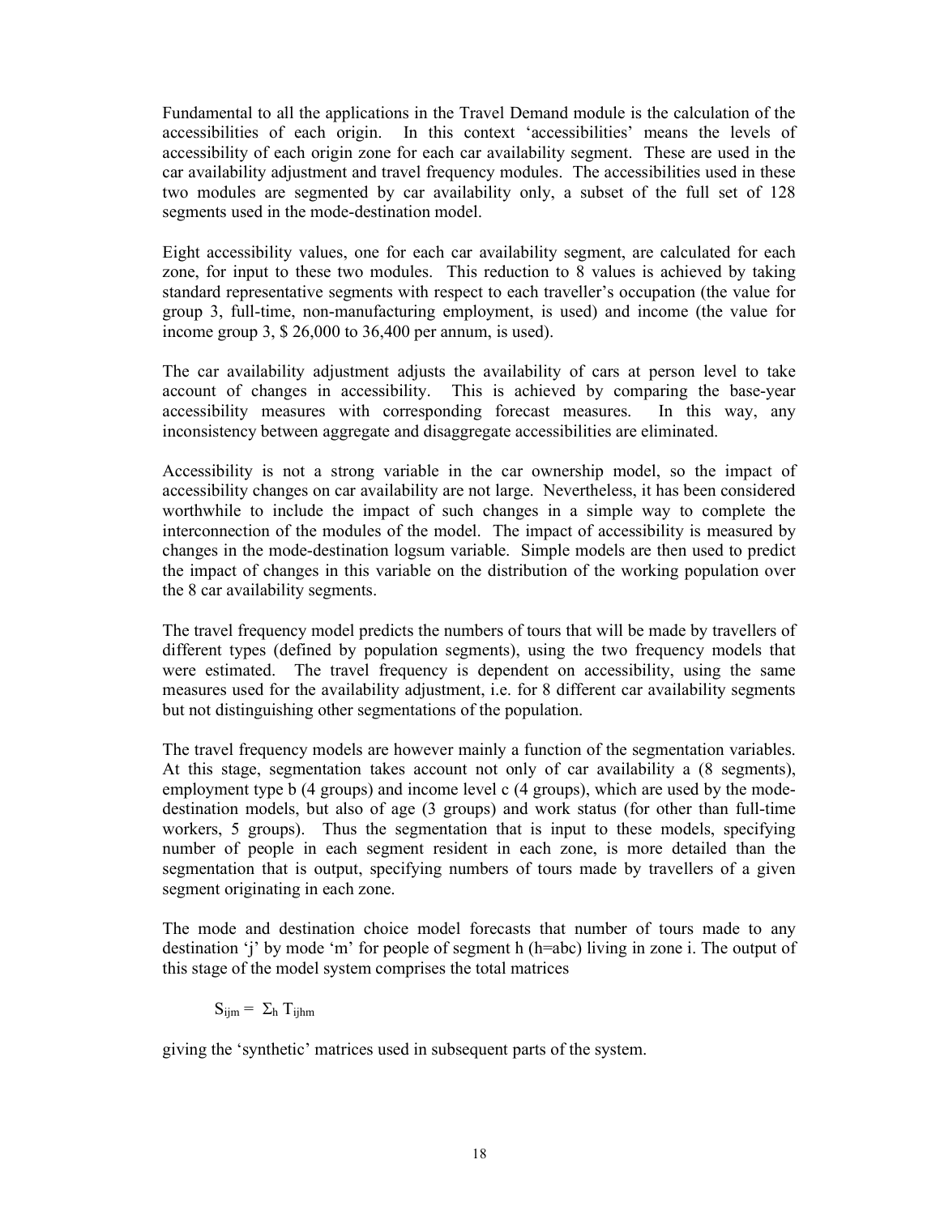Fundamental to all the applications in the Travel Demand module is the calculation of the accessibilities of each origin. In this context 'accessibilities' means the levels of accessibility of each origin zone for each car availability segment. These are used in the car availability adjustment and travel frequency modules. The accessibilities used in these two modules are segmented by car availability only, a subset of the full set of 128 segments used in the mode-destination model.

Eight accessibility values, one for each car availability segment, are calculated for each zone, for input to these two modules. This reduction to 8 values is achieved by taking standard representative segments with respect to each traveller's occupation (the value for group 3, full-time, non-manufacturing employment, is used) and income (the value for income group 3, $ 26,000 to 36,400 per annum, is used).

The car availability adjustment adjusts the availability of cars at person level to take account of changes in accessibility. This is achieved by comparing the base-year accessibility measures with corresponding forecast measures. In this way, any inconsistency between aggregate and disaggregate accessibilities are eliminated.

Accessibility is not a strong variable in the car ownership model, so the impact of accessibility changes on car availability are not large. Nevertheless, it has been considered worthwhile to include the impact of such changes in a simple way to complete the interconnection of the modules of the model. The impact of accessibility is measured by changes in the mode-destination logsum variable. Simple models are then used to predict the impact of changes in this variable on the distribution of the working population over the 8 car availability segments.

The travel frequency model predicts the numbers of tours that will be made by travellers of different types (defined by population segments), using the two frequency models that were estimated. The travel frequency is dependent on accessibility, using the same measures used for the availability adjustment, i.e. for 8 different car availability segments but not distinguishing other segmentations of the population.

The travel frequency models are however mainly a function of the segmentation variables. At this stage, segmentation takes account not only of car availability a (8 segments), employment type b (4 groups) and income level c (4 groups), which are used by the mode-destination models, but also of age (3 groups) and work status (for other than full-time workers, 5 groups). Thus the segmentation that is input to these models, specifying number of people in each segment resident in each zone, is more detailed than the segmentation that is output, specifying numbers of tours made by travellers of a given segment originating in each zone.

The mode and destination choice model forecasts that number of tours made to any destination 'j' by mode 'm' for people of segment h (h=abc) living in zone i. The output of this stage of the model system comprises the total matrices

$$S_{ijm} = \Sigma_h T_{ijhm}$$

giving the 'synthetic' matrices used in subsequent parts of the system.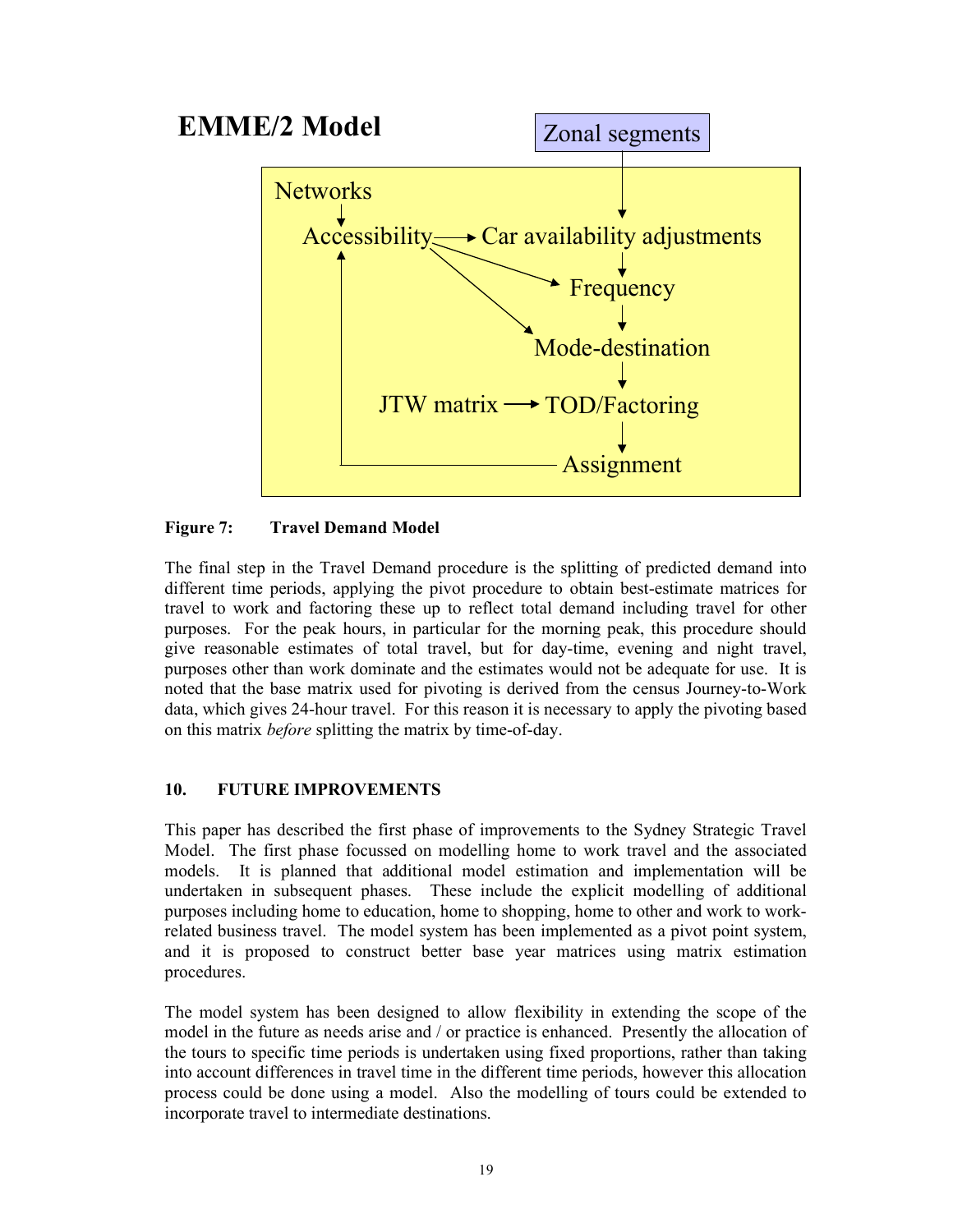**Figure 7: Travel Demand Model**

The final step in the Travel Demand procedure is the splitting of predicted demand into different time periods, applying the pivot procedure to obtain best-estimate matrices for travel to work and factoring these up to reflect total demand including travel for other purposes. For the peak hours, in particular for the morning peak, this procedure should give reasonable estimates of total travel, but for day-time, evening and night travel, purposes other than work dominate and the estimates would not be adequate for use. It is noted that the base matrix used for pivoting is derived from the census Journey-to-Work data, which gives 24-hour travel. For this reason it is necessary to apply the pivoting based on this matrix *before* splitting the matrix by time-of-day.

## 10. FUTURE IMPROVEMENTS

This paper has described the first phase of improvements to the Sydney Strategic Travel Model. The first phase focussed on modelling home to work travel and the associated models. It is planned that additional model estimation and implementation will be undertaken in subsequent phases. These include the explicit modelling of additional purposes including home to education, home to shopping, home to other and work to work-related business travel. The model system has been implemented as a pivot point system, and it is proposed to construct better base year matrices using matrix estimation procedures.

The model system has been designed to allow flexibility in extending the scope of the model in the future as needs arise and / or practice is enhanced. Presently the allocation of the tours to specific time periods is undertaken using fixed proportions, rather than taking into account differences in travel time in the different time periods, however this allocation process could be done using a model. Also the modelling of tours could be extended to incorporate travel to intermediate destinations.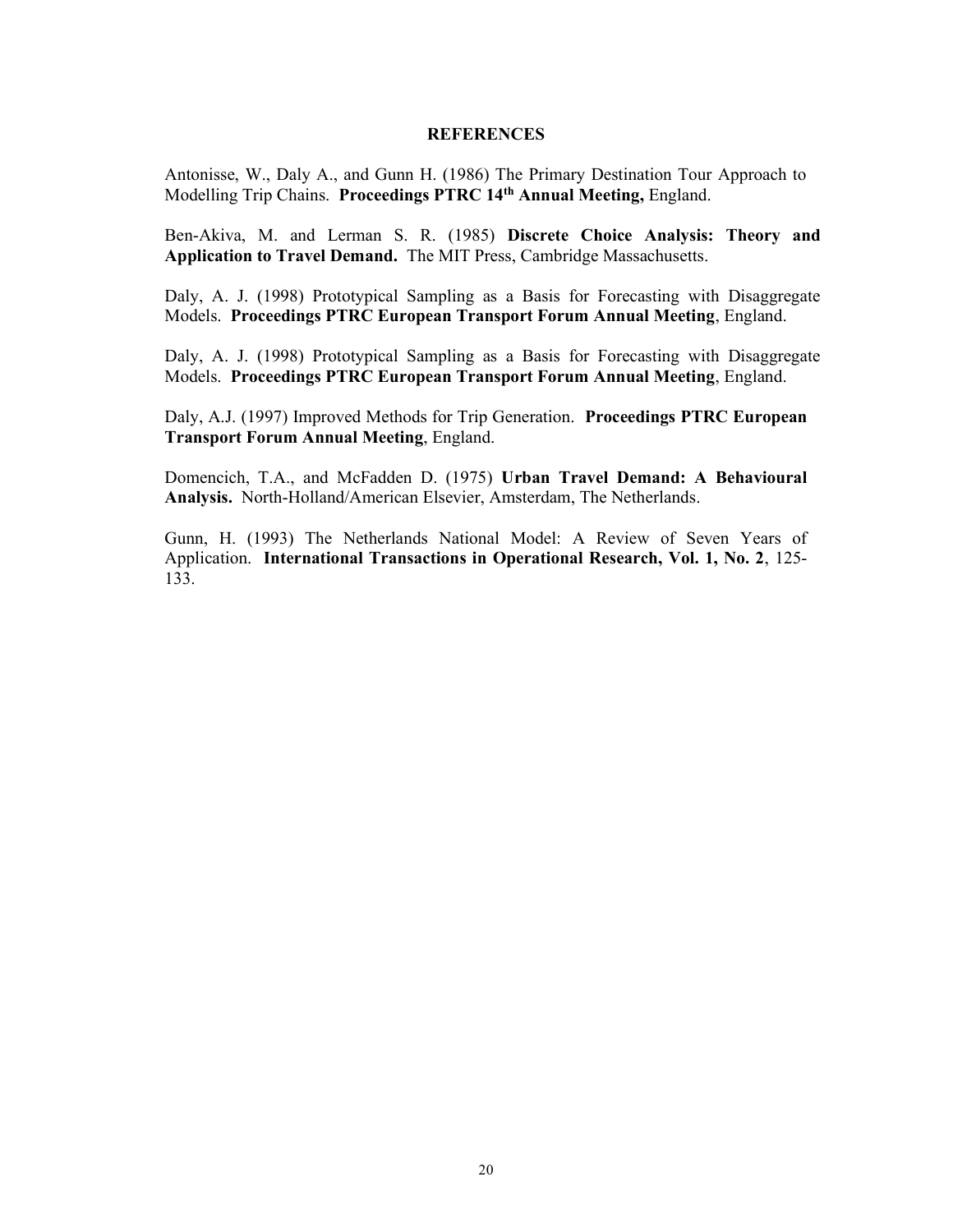## REFERENCES

Antonisse, W., Daly A., and Gunn H. (1986) The Primary Destination Tour Approach to Modelling Trip Chains. **Proceedings PTRC 14th Annual Meeting,** England.

Ben-Akiva, M. and Lerman S. R. (1985) **Discrete Choice Analysis: Theory and Application to Travel Demand.** The MIT Press, Cambridge Massachusetts.

Daly, A. J. (1998) Prototypical Sampling as a Basis for Forecasting with Disaggregate Models. **Proceedings PTRC European Transport Forum Annual Meeting**, England.

Daly, A. J. (1998) Prototypical Sampling as a Basis for Forecasting with Disaggregate Models. **Proceedings PTRC European Transport Forum Annual Meeting**, England.

Daly, A.J. (1997) Improved Methods for Trip Generation. **Proceedings PTRC European Transport Forum Annual Meeting**, England.

Domencich, T.A., and McFadden D. (1975) **Urban Travel Demand: A Behavioural Analysis.** North-Holland/American Elsevier, Amsterdam, The Netherlands.

Gunn, H. (1993) The Netherlands National Model: A Review of Seven Years of Application. **International Transactions in Operational Research, Vol. 1, No. 2**, 125-133.